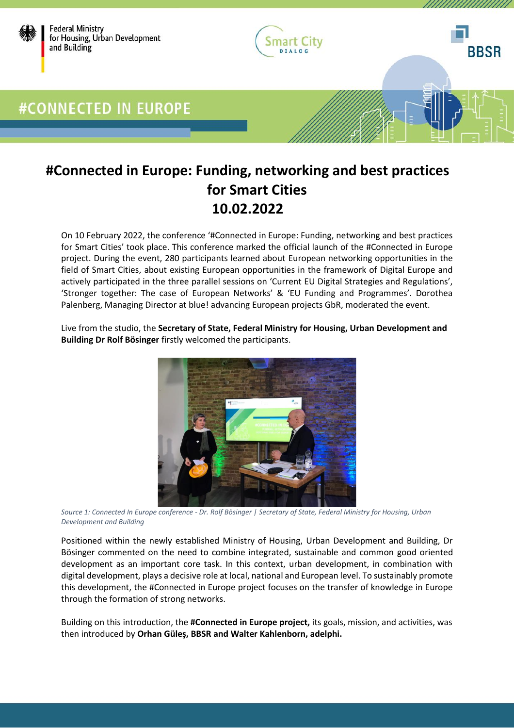#CONNECTED IN EUROPE

# #Connected in Europe: Funding, networking and best practices for Smart Cities 10.02.2022

On 10 February 2022, the conference '#Connected in Europe: Funding, networking and best practices for Smart Cities' took place. This conference marked the official launch of the #Connected in Europe project. During the event, 280 participants learned about European networking opportunities in the field of Smart Cities, about existing European opportunities in the framework of Digital Europe and actively participated in the three parallel sessions on 'Current EU Digital Strategies and Regulations', 'Stronger together: The case of European Networks' & 'EU Funding and Programmes'. Dorothea Palenberg, Managing Director at blue! advancing European projects GbR, moderated the event.

Live from the studio, the **Secretary of State, Federal Ministry for Housing, Urban Development and Building Dr Rolf Bösinger** firstly welcomed the participants.

*Source 1: Connected In Europe conference - Dr. Rolf Bösinger | Secretary of State, Federal Ministry for Housing, Urban Development and Building*

Positioned within the newly established Ministry of Housing, Urban Development and Building, Dr Bösinger commented on the need to combine integrated, sustainable and common good oriented development as an important core task. In this context, urban development, in combination with digital development, plays a decisive role at local, national and European level. To sustainably promote this development, the #Connected in Europe project focuses on the transfer of knowledge in Europe through the formation of strong networks.

Building on this introduction, the **#Connected in Europe project,** its goals, mission, and activities, was then introduced by **Orhan Güleş, BBSR and Walter Kahlenborn, adelphi.**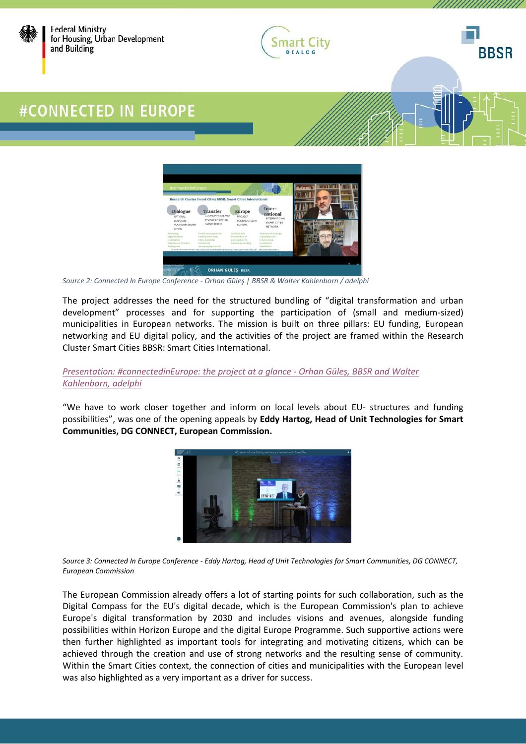# #CONNECTED IN EUROPE

*Source 2: Connected In Europe Conference - Orhan Güleş | BBSR & Walter Kahlenborn / adelphi*

The project addresses the need for the structured bundling of "digital transformation and urban development" processes and for supporting the participation of (small and medium-sized) municipalities in European networks. The mission is built on three pillars: EU funding, European networking and EU digital policy, and the activities of the project are framed within the Research Cluster Smart Cities BBSR: Smart Cities International.

*Presentation: #connectedinEurope: the project at a glance - Orhan Güleş, BBSR and Walter Kahlenborn, adelphi*

"We have to work closer together and inform on local levels about EU- structures and funding possibilities", was one of the opening appeals by **Eddy Hartog, Head of Unit Technologies for Smart Communities, DG CONNECT, European Commission.**

*Source 3: Connected In Europe Conference - Eddy Hartog, Head of Unit Technologies for Smart Communities, DG CONNECT, European Commission*

The European Commission already offers a lot of starting points for such collaboration, such as the Digital Compass for the EU's digital decade, which is the European Commission's plan to achieve Europe's digital transformation by 2030 and includes visions and avenues, alongside funding possibilities within Horizon Europe and the digital Europe Programme. Such supportive actions were then further highlighted as important tools for integrating and motivating citizens, which can be achieved through the creation and use of strong networks and the resulting sense of community. Within the Smart Cities context, the connection of cities and municipalities with the European level was also highlighted as a very important as a driver for success.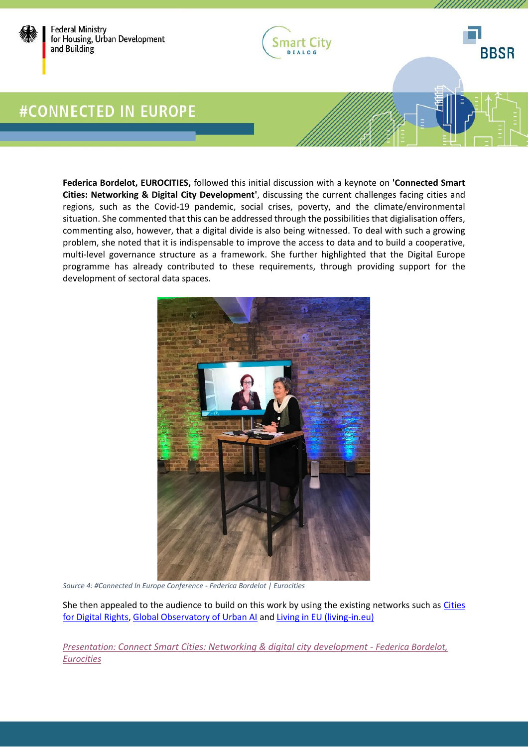**Federica Bordelot, EUROCITIES,** followed this initial discussion with a keynote on **'Connected Smart Cities: Networking & Digital City Development'**, discussing the current challenges facing cities and regions, such as the Covid-19 pandemic, social crises, poverty, and the climate/environmental situation. She commented that this can be addressed through the possibilities that digitalisation offers, commenting also, however, that a digital divide is also being witnessed. To deal with such a growing problem, she noted that it is indispensable to improve the access to data and to build a cooperative, multi-level governance structure as a framework. She further highlighted that the Digital Europe programme has already contributed to these requirements, through providing support for the development of sectoral data spaces.

*Source 4: #Connected In Europe Conference - Federica Bordelot | Eurocities*

She then appealed to the audience to build on this work by using the existing networks such as Cities for Digital Rights, Global Observatory of Urban AI and Living in EU (living-in.eu)

*Presentation: Connect Smart Cities: Networking & digital city development - Federica Bordelot, Eurocities*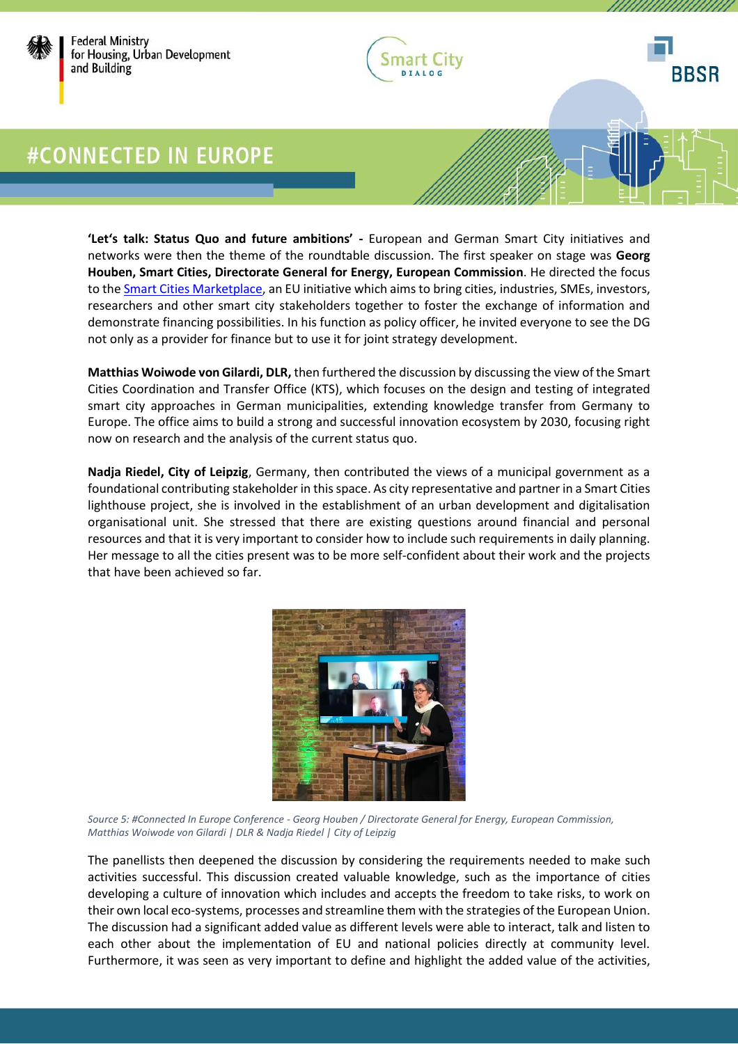**'Let's talk: Status Quo and future ambitions' -** European and German Smart City initiatives and networks were then the theme of the roundtable discussion. The first speaker on stage was **Georg Houben, Smart Cities, Directorate General for Energy, European Commission**. He directed the focus to the Smart Cities Marketplace, an EU initiative which aims to bring cities, industries, SMEs, investors, researchers and other smart city stakeholders together to foster the exchange of information and demonstrate financing possibilities. In his function as policy officer, he invited everyone to see the DG not only as a provider for finance but to use it for joint strategy development.

**Matthias Woiwode von Gilardi, DLR,** then furthered the discussion by discussing the view of the Smart Cities Coordination and Transfer Office (KTS), which focuses on the design and testing of integrated smart city approaches in German municipalities, extending knowledge transfer from Germany to Europe. The office aims to build a strong and successful innovation ecosystem by 2030, focusing right now on research and the analysis of the current status quo.

**Nadja Riedel, City of Leipzig**, Germany, then contributed the views of a municipal government as a foundational contributing stakeholder in this space. As city representative and partner in a Smart Cities lighthouse project, she is involved in the establishment of an urban development and digitalisation organisational unit. She stressed that there are existing questions around financial and personal resources and that it is very important to consider how to include such requirements in daily planning. Her message to all the cities present was to be more self-confident about their work and the projects that have been achieved so far.

*Source 5: #Connected In Europe Conference - Georg Houben / Directorate General for Energy, European Commission, Matthias Woiwode von Gilardi | DLR & Nadja Riedel | City of Leipzig*

The panellists then deepened the discussion by considering the requirements needed to make such activities successful. This discussion created valuable knowledge, such as the importance of cities developing a culture of innovation which includes and accepts the freedom to take risks, to work on their own local eco-systems, processes and streamline them with the strategies of the European Union. The discussion had a significant added value as different levels were able to interact, talk and listen to each other about the implementation of EU and national policies directly at community level. Furthermore, it was seen as very important to define and highlight the added value of the activities,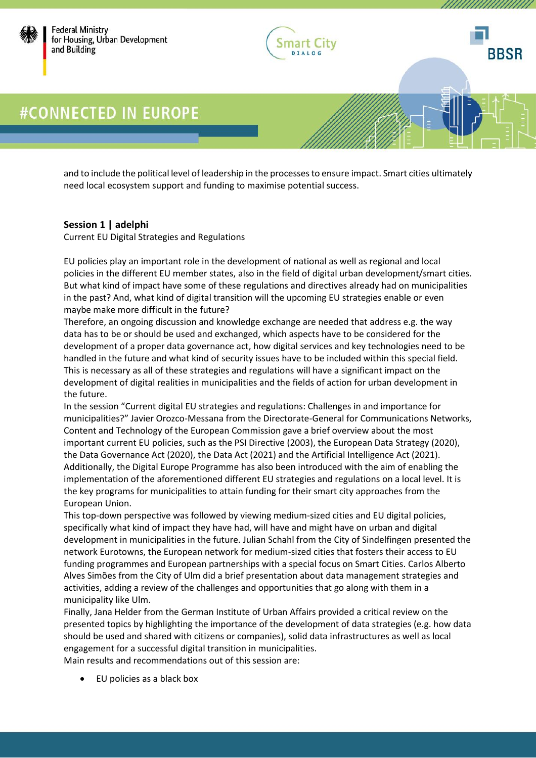and to include the political level of leadership in the processes to ensure impact. Smart cities ultimately need local ecosystem support and funding to maximise potential success.

**Session 1 | adelphi**

Current EU Digital Strategies and Regulations

EU policies play an important role in the development of national as well as regional and local policies in the different EU member states, also in the field of digital urban development/smart cities. But what kind of impact have some of these regulations and directives already had on municipalities in the past? And, what kind of digital transition will the upcoming EU strategies enable or even maybe make more difficult in the future?

Therefore, an ongoing discussion and knowledge exchange are needed that address e.g. the way data has to be or should be used and exchanged, which aspects have to be considered for the development of a proper data governance act, how digital services and key technologies need to be handled in the future and what kind of security issues have to be included within this special field. This is necessary as all of these strategies and regulations will have a significant impact on the development of digital realities in municipalities and the fields of action for urban development in the future.

In the session "Current digital EU strategies and regulations: Challenges in and importance for municipalities?" Javier Orozco-Messana from the Directorate-General for Communications Networks, Content and Technology of the European Commission gave a brief overview about the most important current EU policies, such as the PSI Directive (2003), the European Data Strategy (2020), the Data Governance Act (2020), the Data Act (2021) and the Artificial Intelligence Act (2021). Additionally, the Digital Europe Programme has also been introduced with the aim of enabling the implementation of the aforementioned different EU strategies and regulations on a local level. It is the key programs for municipalities to attain funding for their smart city approaches from the European Union.

This top-down perspective was followed by viewing medium-sized cities and EU digital policies, specifically what kind of impact they have had, will have and might have on urban and digital development in municipalities in the future. Julian Schahl from the City of Sindelfingen presented the network Eurotowns, the European network for medium-sized cities that fosters their access to EU funding programmes and European partnerships with a special focus on Smart Cities. Carlos Alberto Alves Simões from the City of Ulm did a brief presentation about data management strategies and activities, adding a review of the challenges and opportunities that go along with them in a municipality like Ulm.

Finally, Jana Helder from the German Institute of Urban Affairs provided a critical review on the presented topics by highlighting the importance of the development of data strategies (e.g. how data should be used and shared with citizens or companies), solid data infrastructures as well as local engagement for a successful digital transition in municipalities.

Main results and recommendations out of this session are:

- EU policies as a black box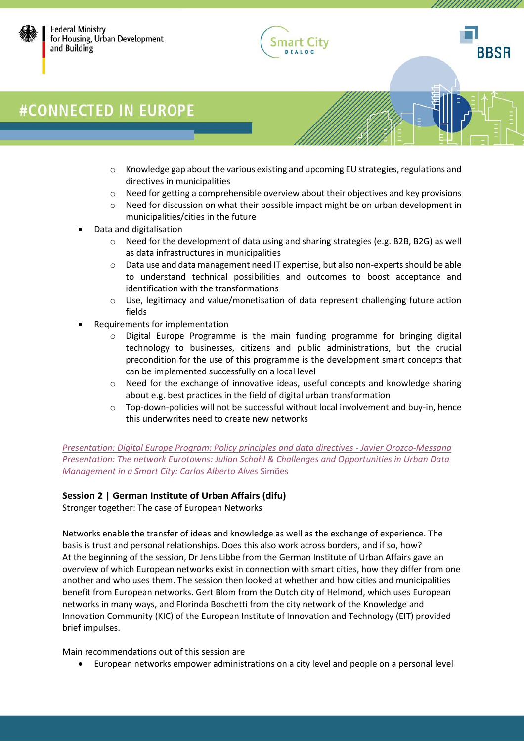- Knowledge gap about the various existing and upcoming EU strategies, regulations and directives in municipalities
  - Need for getting a comprehensible overview about their objectives and key provisions
  - Need for discussion on what their possible impact might be on urban development in municipalities/cities in the future
- Data and digitalisation
  - Need for the development of data using and sharing strategies (e.g. B2B, B2G) as well as data infrastructures in municipalities
  - Data use and data management need IT expertise, but also non-experts should be able to understand technical possibilities and outcomes to boost acceptance and identification with the transformations
  - Use, legitimacy and value/monetisation of data represent challenging future action fields
- Requirements for implementation
  - Digital Europe Programme is the main funding programme for bringing digital technology to businesses, citizens and public administrations, but the crucial precondition for the use of this programme is the development smart concepts that can be implemented successfully on a local level
  - Need for the exchange of innovative ideas, useful concepts and knowledge sharing about e.g. best practices in the field of digital urban transformation
  - Top-down-policies will not be successful without local involvement and buy-in, hence this underwrites need to create new networks

*Presentation: Digital Europe Program: Policy principles and data directives - Javier Orozco-Messana*
*Presentation: The network Eurotowns: Julian Schahl & Challenges and Opportunities in Urban Data Management in a Smart City: Carlos Alberto Alves* Simões

**Session 2 | German Institute of Urban Affairs (difu)**
Stronger together: The case of European Networks

Networks enable the transfer of ideas and knowledge as well as the exchange of experience. The basis is trust and personal relationships. Does this also work across borders, and if so, how?
At the beginning of the session, Dr Jens Libbe from the German Institute of Urban Affairs gave an overview of which European networks exist in connection with smart cities, how they differ from one another and who uses them. The session then looked at whether and how cities and municipalities benefit from European networks. Gert Blom from the Dutch city of Helmond, which uses European networks in many ways, and Florinda Boschetti from the city network of the Knowledge and Innovation Community (KIC) of the European Institute of Innovation and Technology (EIT) provided brief impulses.

Main recommendations out of this session are

- European networks empower administrations on a city level and people on a personal level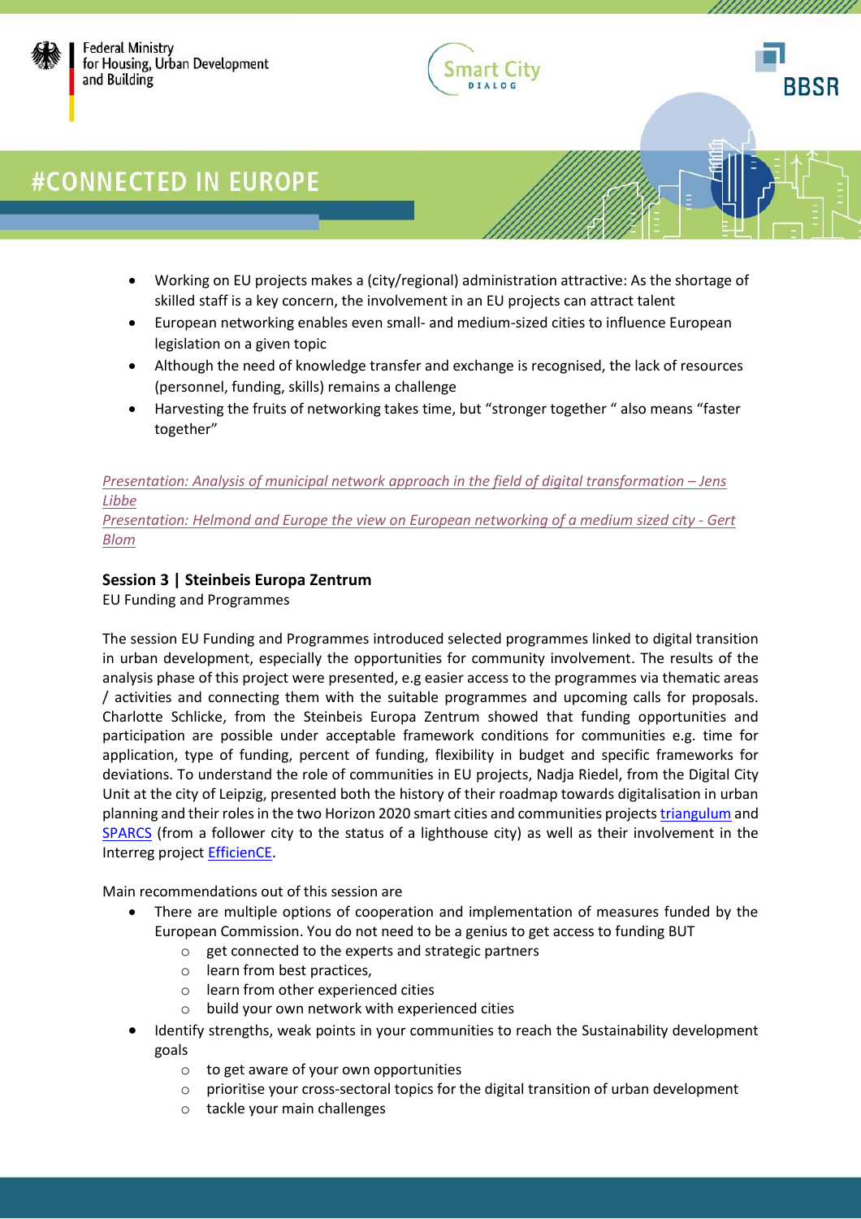- Working on EU projects makes a (city/regional) administration attractive: As the shortage of skilled staff is a key concern, the involvement in an EU projects can attract talent
- European networking enables even small- and medium-sized cities to influence European legislation on a given topic
- Although the need of knowledge transfer and exchange is recognised, the lack of resources (personnel, funding, skills) remains a challenge
- Harvesting the fruits of networking takes time, but “stronger together “ also means “faster together”

*Presentation: Analysis of municipal network approach in the field of digital transformation – Jens Libbe*
*Presentation: Helmond and Europe the view on European networking of a medium sized city - Gert Blom*

**Session 3 | Steinbeis Europa Zentrum**
EU Funding and Programmes

The session EU Funding and Programmes introduced selected programmes linked to digital transition in urban development, especially the opportunities for community involvement. The results of the analysis phase of this project were presented, e.g easier access to the programmes via thematic areas / activities and connecting them with the suitable programmes and upcoming calls for proposals. Charlotte Schlicke, from the Steinbeis Europa Zentrum showed that funding opportunities and participation are possible under acceptable framework conditions for communities e.g. time for application, type of funding, percent of funding, flexibility in budget and specific frameworks for deviations. To understand the role of communities in EU projects, Nadja Riedel, from the Digital City Unit at the city of Leipzig, presented both the history of their roadmap towards digitalisation in urban planning and their roles in the two Horizon 2020 smart cities and communities projects triangulum and SPARCS (from a follower city to the status of a lighthouse city) as well as their involvement in the Interreg project EfficienCE.

Main recommendations out of this session are

- There are multiple options of cooperation and implementation of measures funded by the European Commission. You do not need to be a genius to get access to funding BUT
  - get connected to the experts and strategic partners
  - learn from best practices,
  - learn from other experienced cities
  - build your own network with experienced cities
- Identify strengths, weak points in your communities to reach the Sustainability development goals
  - to get aware of your own opportunities
  - prioritise your cross-sectoral topics for the digital transition of urban development
  - tackle your main challenges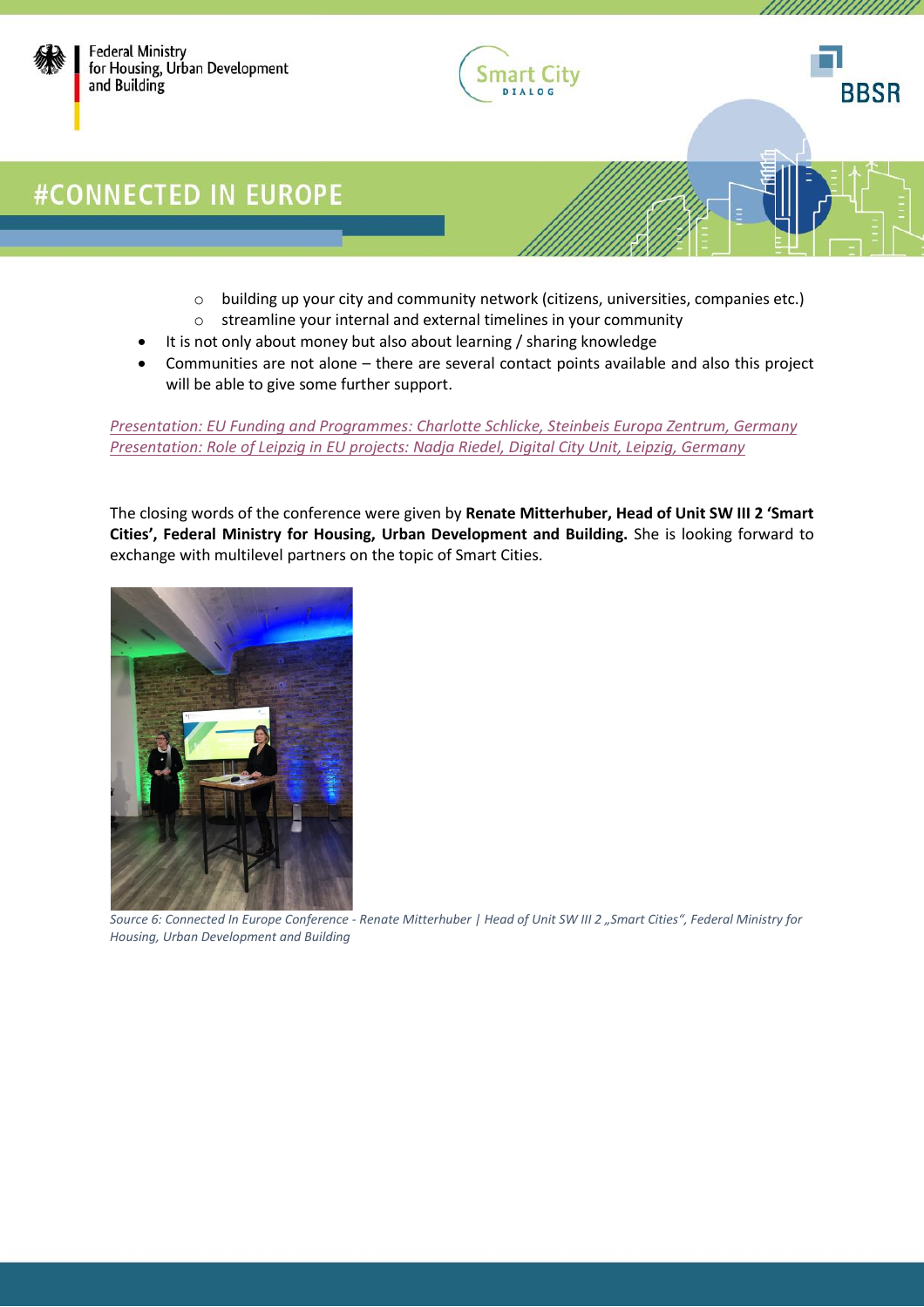- building up your city and community network (citizens, universities, companies etc.)
    - streamline your internal and external timelines in your community
- It is not only about money but also about learning / sharing knowledge
- Communities are not alone – there are several contact points available and also this project will be able to give some further support.

*Presentation: EU Funding and Programmes: Charlotte Schlicke, Steinbeis Europa Zentrum, Germany*
*Presentation: Role of Leipzig in EU projects: Nadja Riedel, Digital City Unit, Leipzig, Germany*

The closing words of the conference were given by **Renate Mitterhuber, Head of Unit SW III 2 'Smart Cities', Federal Ministry for Housing, Urban Development and Building.** She is looking forward to exchange with multilevel partners on the topic of Smart Cities.

*Source 6: Connected In Europe Conference - Renate Mitterhuber | Head of Unit SW III 2 „Smart Cities", Federal Ministry for Housing, Urban Development and Building*